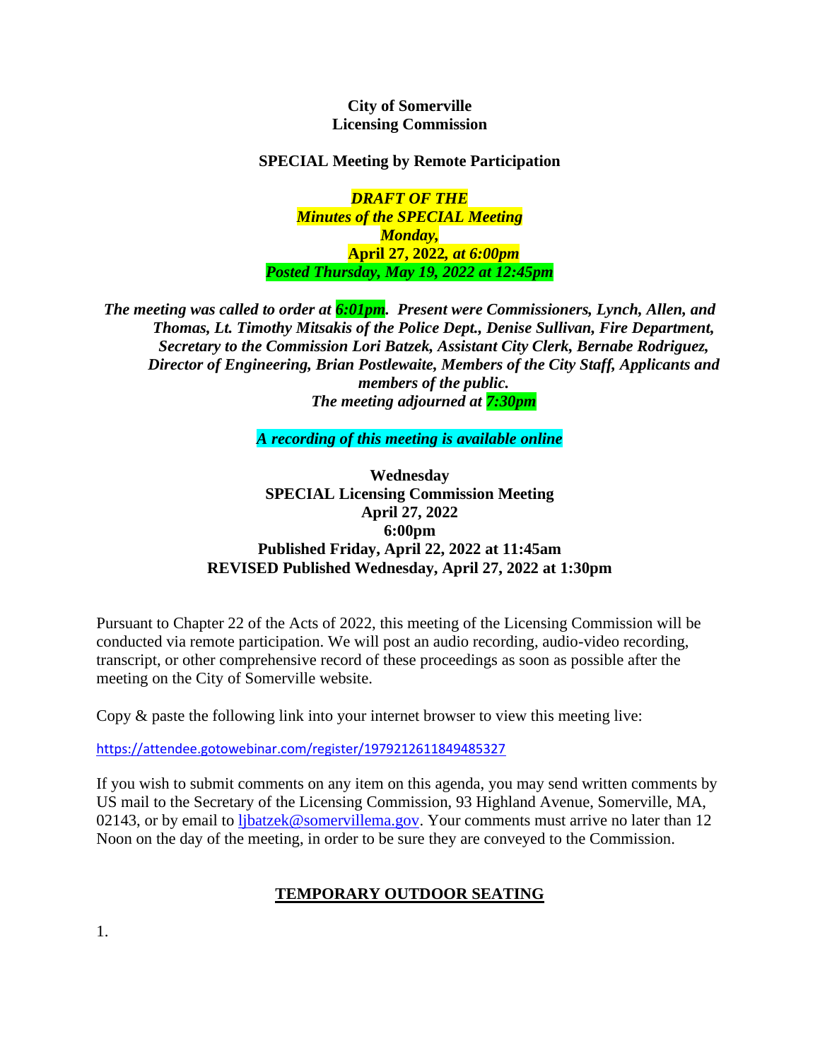**City of Somerville**
**Licensing Commission**

**SPECIAL Meeting by Remote Participation**

***DRAFT OF THE***
***Minutes of the SPECIAL Meeting***
***Monday,***
**April 27, 2022*, at 6:00pm***
***Posted Thursday, May 19, 2022 at 12:45pm***

***The meeting was called to order at 6:01pm. Present were Commissioners, Lynch, Allen, and Thomas, Lt. Timothy Mitsakis of the Police Dept., Denise Sullivan, Fire Department, Secretary to the Commission Lori Batzek, Assistant City Clerk, Bernabe Rodriguez, Director of Engineering, Brian Postlewaite, Members of the City Staff, Applicants and members of the public.***
***The meeting adjourned at 7:30pm***

***A recording of this meeting is available online***

**Wednesday**
**SPECIAL Licensing Commission Meeting**
**April 27, 2022**
**6:00pm**
**Published Friday, April 22, 2022 at 11:45am**
**REVISED Published Wednesday, April 27, 2022 at 1:30pm**

Pursuant to Chapter 22 of the Acts of 2022, this meeting of the Licensing Commission will be conducted via remote participation. We will post an audio recording, audio-video recording, transcript, or other comprehensive record of these proceedings as soon as possible after the meeting on the City of Somerville website.

Copy & paste the following link into your internet browser to view this meeting live:

https://attendee.gotowebinar.com/register/1979212611849485327

If you wish to submit comments on any item on this agenda, you may send written comments by US mail to the Secretary of the Licensing Commission, 93 Highland Avenue, Somerville, MA, 02143, or by email to ljbatzek@somervillema.gov. Your comments must arrive no later than 12 Noon on the day of the meeting, in order to be sure they are conveyed to the Commission.

## TEMPORARY OUTDOOR SEATING

1.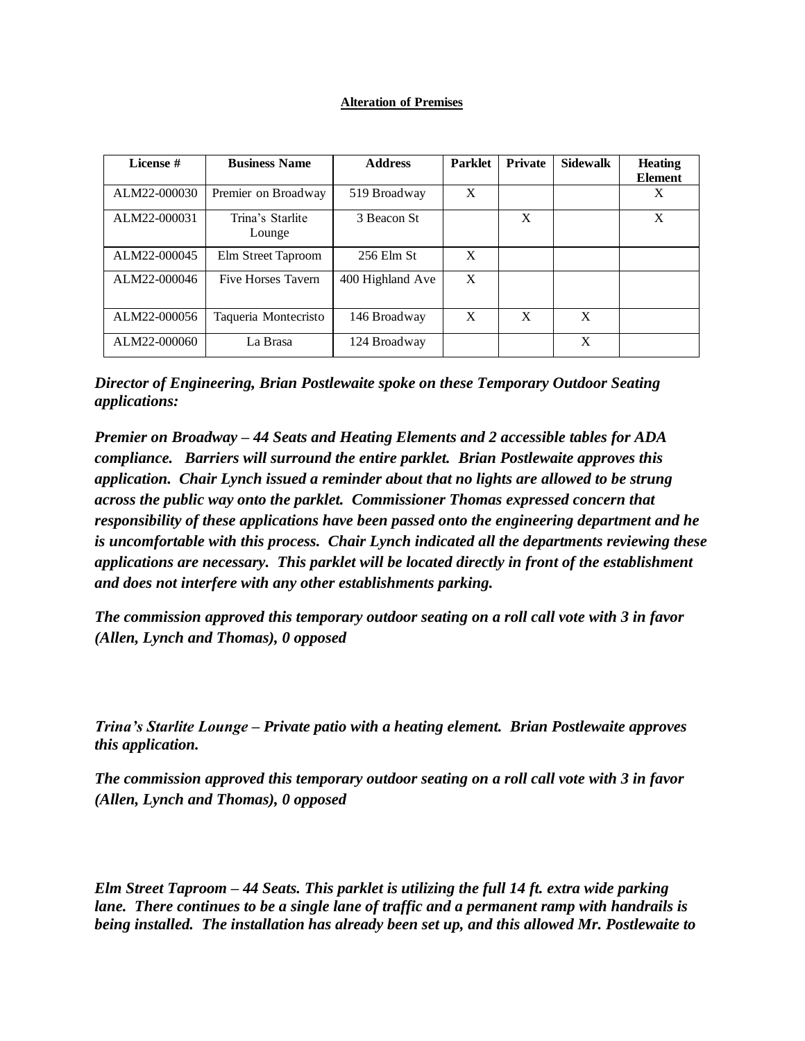**Alteration of Premises**

| License # | Business Name | Address | Parklet | Private | Sidewalk | Heating Element |
|---|---|---|---|---|---|---|
| ALM22-000030 | Premier on Broadway | 519 Broadway | X | | | X |
| ALM22-000031 | Trina's Starlite Lounge | 3 Beacon St | | X | | X |
| ALM22-000045 | Elm Street Taproom | 256 Elm St | X | | | |
| ALM22-000046 | Five Horses Tavern | 400 Highland Ave | X | | | |
| ALM22-000056 | Taqueria Montecristo | 146 Broadway | X | X | X | |
| ALM22-000060 | La Brasa | 124 Broadway | | | X | |

***Director of Engineering, Brian Postlewaite spoke on these Temporary Outdoor Seating applications:***

***Premier on Broadway – 44 Seats and Heating Elements and 2 accessible tables for ADA compliance. Barriers will surround the entire parklet. Brian Postlewaite approves this application. Chair Lynch issued a reminder about that no lights are allowed to be strung across the public way onto the parklet. Commissioner Thomas expressed concern that responsibility of these applications have been passed onto the engineering department and he is uncomfortable with this process. Chair Lynch indicated all the departments reviewing these applications are necessary. This parklet will be located directly in front of the establishment and does not interfere with any other establishments parking.***

***The commission approved this temporary outdoor seating on a roll call vote with 3 in favor (Allen, Lynch and Thomas), 0 opposed***

***Trina's Starlite Lounge – Private patio with a heating element. Brian Postlewaite approves this application.***

***The commission approved this temporary outdoor seating on a roll call vote with 3 in favor (Allen, Lynch and Thomas), 0 opposed***

***Elm Street Taproom – 44 Seats. This parklet is utilizing the full 14 ft. extra wide parking lane. There continues to be a single lane of traffic and a permanent ramp with handrails is being installed. The installation has already been set up, and this allowed Mr. Postlewaite to***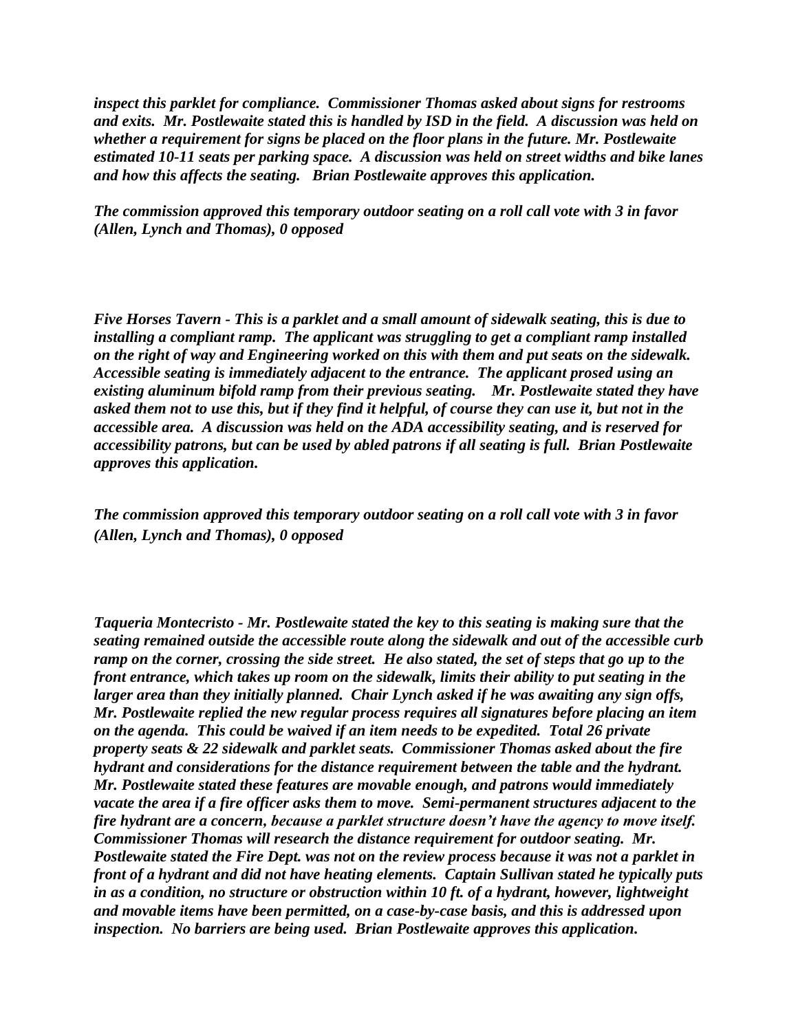*inspect this parklet for compliance. Commissioner Thomas asked about signs for restrooms and exits. Mr. Postlewaite stated this is handled by ISD in the field. A discussion was held on whether a requirement for signs be placed on the floor plans in the future. Mr. Postlewaite estimated 10-11 seats per parking space. A discussion was held on street widths and bike lanes and how this affects the seating. Brian Postlewaite approves this application.*

*The commission approved this temporary outdoor seating on a roll call vote with 3 in favor (Allen, Lynch and Thomas), 0 opposed*

*Five Horses Tavern - This is a parklet and a small amount of sidewalk seating, this is due to installing a compliant ramp. The applicant was struggling to get a compliant ramp installed on the right of way and Engineering worked on this with them and put seats on the sidewalk. Accessible seating is immediately adjacent to the entrance. The applicant prosed using an existing aluminum bifold ramp from their previous seating. Mr. Postlewaite stated they have asked them not to use this, but if they find it helpful, of course they can use it, but not in the accessible area. A discussion was held on the ADA accessibility seating, and is reserved for accessibility patrons, but can be used by abled patrons if all seating is full. Brian Postlewaite approves this application.*

*The commission approved this temporary outdoor seating on a roll call vote with 3 in favor (Allen, Lynch and Thomas), 0 opposed*

*Taqueria Montecristo - Mr. Postlewaite stated the key to this seating is making sure that the seating remained outside the accessible route along the sidewalk and out of the accessible curb ramp on the corner, crossing the side street. He also stated, the set of steps that go up to the front entrance, which takes up room on the sidewalk, limits their ability to put seating in the larger area than they initially planned. Chair Lynch asked if he was awaiting any sign offs, Mr. Postlewaite replied the new regular process requires all signatures before placing an item on the agenda. This could be waived if an item needs to be expedited. Total 26 private property seats & 22 sidewalk and parklet seats. Commissioner Thomas asked about the fire hydrant and considerations for the distance requirement between the table and the hydrant. Mr. Postlewaite stated these features are movable enough, and patrons would immediately vacate the area if a fire officer asks them to move. Semi-permanent structures adjacent to the fire hydrant are a concern, because a parklet structure doesn't have the agency to move itself. Commissioner Thomas will research the distance requirement for outdoor seating. Mr. Postlewaite stated the Fire Dept. was not on the review process because it was not a parklet in front of a hydrant and did not have heating elements. Captain Sullivan stated he typically puts in as a condition, no structure or obstruction within 10 ft. of a hydrant, however, lightweight and movable items have been permitted, on a case-by-case basis, and this is addressed upon inspection. No barriers are being used. Brian Postlewaite approves this application.*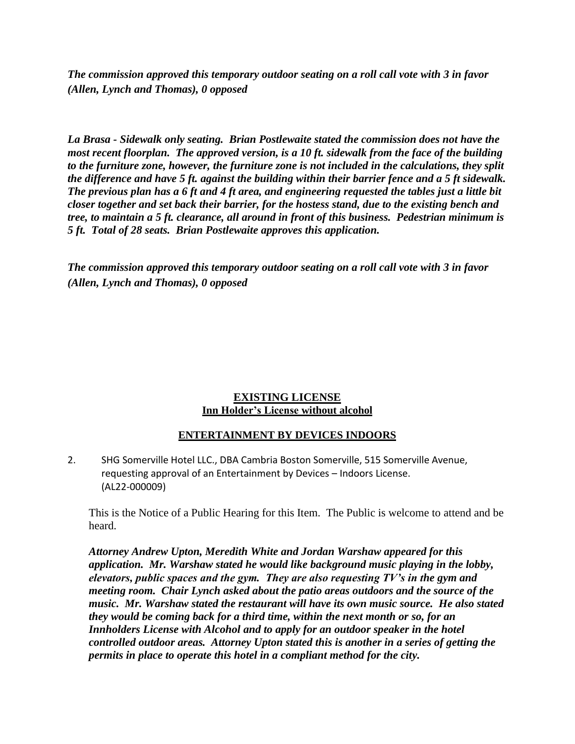***The commission approved this temporary outdoor seating on a roll call vote with 3 in favor (Allen, Lynch and Thomas), 0 opposed***

***La Brasa - Sidewalk only seating. Brian Postlewaite stated the commission does not have the most recent floorplan. The approved version, is a 10 ft. sidewalk from the face of the building to the furniture zone, however, the furniture zone is not included in the calculations, they split the difference and have 5 ft. against the building within their barrier fence and a 5 ft sidewalk. The previous plan has a 6 ft and 4 ft area, and engineering requested the tables just a little bit closer together and set back their barrier, for the hostess stand, due to the existing bench and tree, to maintain a 5 ft. clearance, all around in front of this business. Pedestrian minimum is 5 ft. Total of 28 seats. Brian Postlewaite approves this application.***

***The commission approved this temporary outdoor seating on a roll call vote with 3 in favor (Allen, Lynch and Thomas), 0 opposed***

**EXISTING LICENSE**
**Inn Holder's License without alcohol**

**ENTERTAINMENT BY DEVICES INDOORS**

2. SHG Somerville Hotel LLC., DBA Cambria Boston Somerville, 515 Somerville Avenue, requesting approval of an Entertainment by Devices – Indoors License. (AL22-000009)

   This is the Notice of a Public Hearing for this Item. The Public is welcome to attend and be heard.

   ***Attorney Andrew Upton, Meredith White and Jordan Warshaw appeared for this application. Mr. Warshaw stated he would like background music playing in the lobby, elevators, public spaces and the gym. They are also requesting TV's in the gym and meeting room. Chair Lynch asked about the patio areas outdoors and the source of the music. Mr. Warshaw stated the restaurant will have its own music source. He also stated they would be coming back for a third time, within the next month or so, for an Innholders License with Alcohol and to apply for an outdoor speaker in the hotel controlled outdoor areas. Attorney Upton stated this is another in a series of getting the permits in place to operate this hotel in a compliant method for the city.***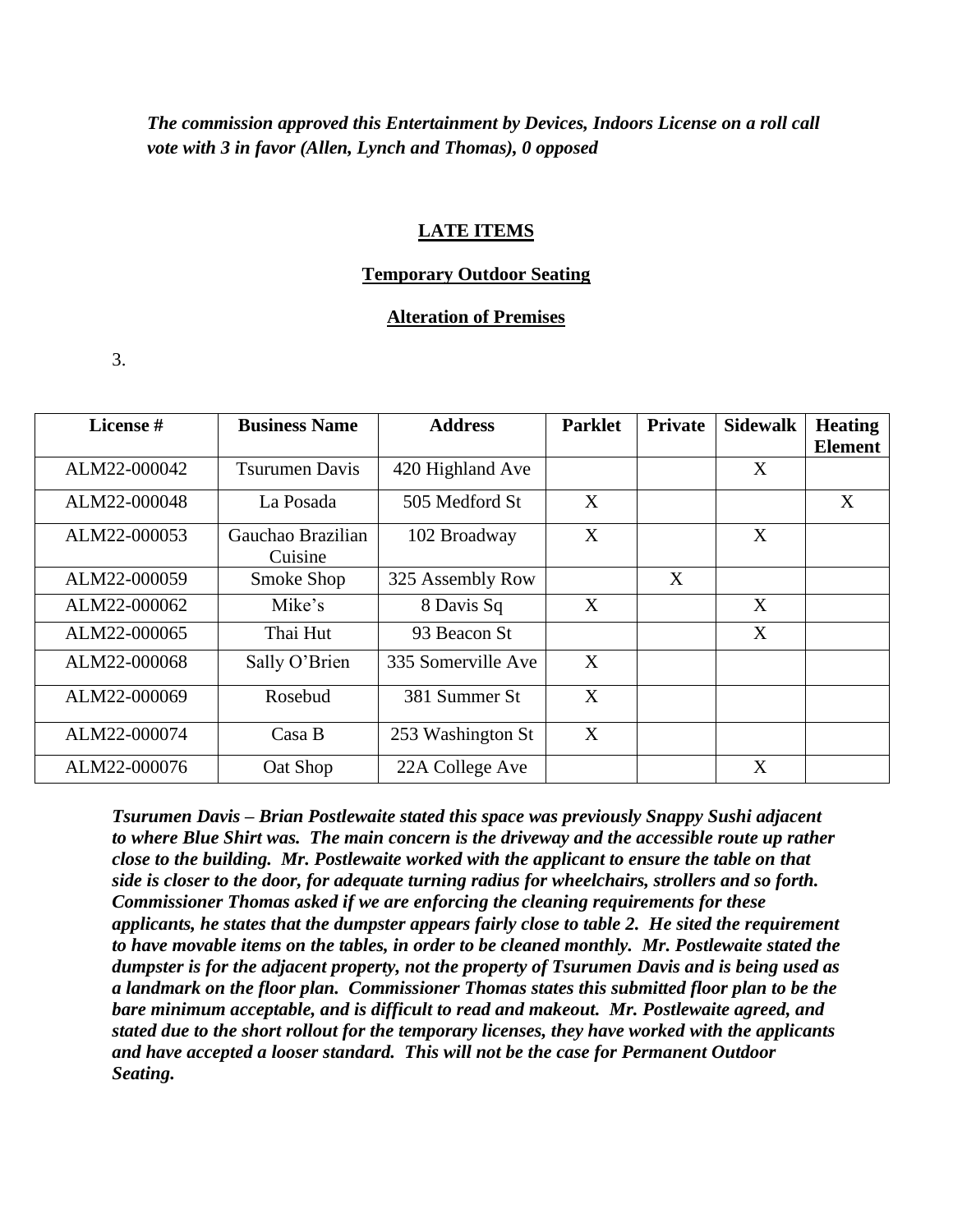***The commission approved this Entertainment by Devices, Indoors License on a roll call vote with 3 in favor (Allen, Lynch and Thomas), 0 opposed***

**LATE ITEMS**

**Temporary Outdoor Seating**

**Alteration of Premises**

3.

| License # | Business Name | Address | Parklet | Private | Sidewalk | Heating Element |
|---|---|---|---|---|---|---|
| ALM22-000042 | Tsurumen Davis | 420 Highland Ave | | | X | |
| ALM22-000048 | La Posada | 505 Medford St | X | | | X |
| ALM22-000053 | Gauchao Brazilian Cuisine | 102 Broadway | X | | X | |
| ALM22-000059 | Smoke Shop | 325 Assembly Row | | X | | |
| ALM22-000062 | Mike's | 8 Davis Sq | X | | X | |
| ALM22-000065 | Thai Hut | 93 Beacon St | | | X | |
| ALM22-000068 | Sally O'Brien | 335 Somerville Ave | X | | | |
| ALM22-000069 | Rosebud | 381 Summer St | X | | | |
| ALM22-000074 | Casa B | 253 Washington St | X | | | |
| ALM22-000076 | Oat Shop | 22A College Ave | | | X | |

***Tsurumen Davis – Brian Postlewaite stated this space was previously Snappy Sushi adjacent to where Blue Shirt was. The main concern is the driveway and the accessible route up rather close to the building. Mr. Postlewaite worked with the applicant to ensure the table on that side is closer to the door, for adequate turning radius for wheelchairs, strollers and so forth. Commissioner Thomas asked if we are enforcing the cleaning requirements for these applicants, he states that the dumpster appears fairly close to table 2. He sited the requirement to have movable items on the tables, in order to be cleaned monthly. Mr. Postlewaite stated the dumpster is for the adjacent property, not the property of Tsurumen Davis and is being used as a landmark on the floor plan. Commissioner Thomas states this submitted floor plan to be the bare minimum acceptable, and is difficult to read and makeout. Mr. Postlewaite agreed, and stated due to the short rollout for the temporary licenses, they have worked with the applicants and have accepted a looser standard. This will not be the case for Permanent Outdoor Seating.***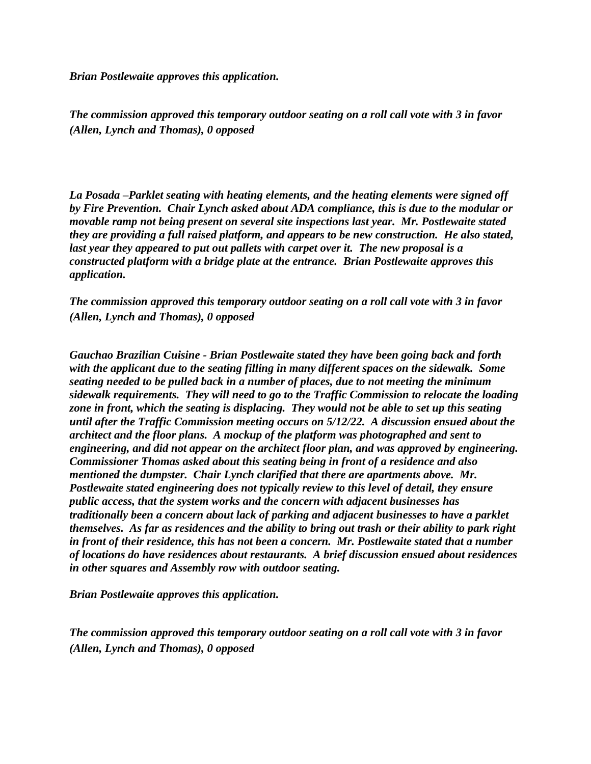***Brian Postlewaite approves this application.***

***The commission approved this temporary outdoor seating on a roll call vote with 3 in favor (Allen, Lynch and Thomas), 0 opposed***

***La Posada –Parklet seating with heating elements, and the heating elements were signed off by Fire Prevention. Chair Lynch asked about ADA compliance, this is due to the modular or movable ramp not being present on several site inspections last year. Mr. Postlewaite stated they are providing a full raised platform, and appears to be new construction. He also stated, last year they appeared to put out pallets with carpet over it. The new proposal is a constructed platform with a bridge plate at the entrance. Brian Postlewaite approves this application.***

***The commission approved this temporary outdoor seating on a roll call vote with 3 in favor (Allen, Lynch and Thomas), 0 opposed***

***Gauchao Brazilian Cuisine - Brian Postlewaite stated they have been going back and forth with the applicant due to the seating filling in many different spaces on the sidewalk. Some seating needed to be pulled back in a number of places, due to not meeting the minimum sidewalk requirements. They will need to go to the Traffic Commission to relocate the loading zone in front, which the seating is displacing. They would not be able to set up this seating until after the Traffic Commission meeting occurs on 5/12/22. A discussion ensued about the architect and the floor plans. A mockup of the platform was photographed and sent to engineering, and did not appear on the architect floor plan, and was approved by engineering. Commissioner Thomas asked about this seating being in front of a residence and also mentioned the dumpster. Chair Lynch clarified that there are apartments above. Mr. Postlewaite stated engineering does not typically review to this level of detail, they ensure public access, that the system works and the concern with adjacent businesses has traditionally been a concern about lack of parking and adjacent businesses to have a parklet themselves. As far as residences and the ability to bring out trash or their ability to park right in front of their residence, this has not been a concern. Mr. Postlewaite stated that a number of locations do have residences about restaurants. A brief discussion ensued about residences in other squares and Assembly row with outdoor seating.***

***Brian Postlewaite approves this application.***

***The commission approved this temporary outdoor seating on a roll call vote with 3 in favor (Allen, Lynch and Thomas), 0 opposed***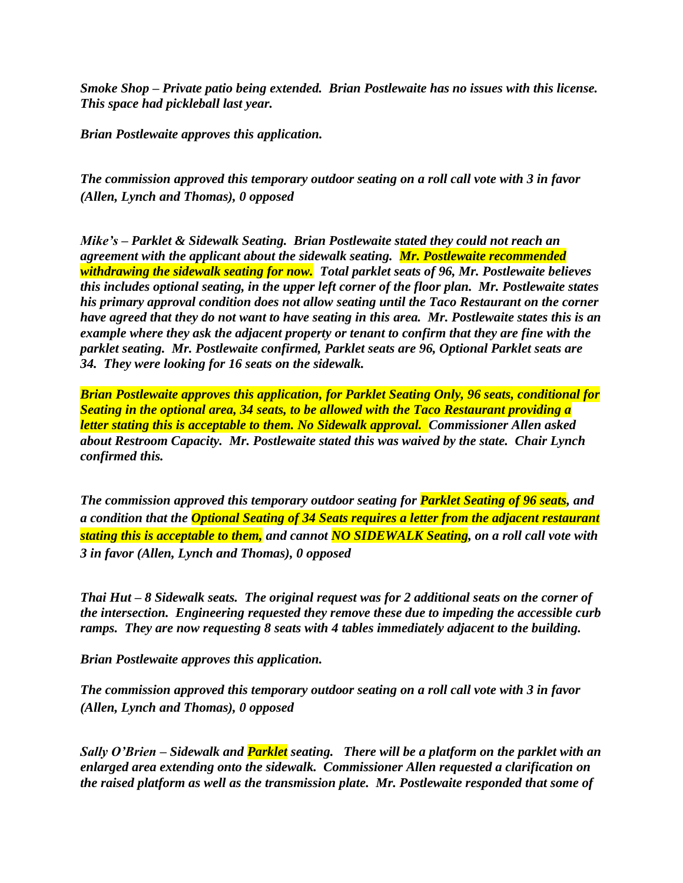***Smoke Shop – Private patio being extended. Brian Postlewaite has no issues with this license. This space had pickleball last year.***

***Brian Postlewaite approves this application.***

***The commission approved this temporary outdoor seating on a roll call vote with 3 in favor (Allen, Lynch and Thomas), 0 opposed***

***Mike's – Parklet & Sidewalk Seating. Brian Postlewaite stated they could not reach an agreement with the applicant about the sidewalk seating. Mr. Postlewaite recommended withdrawing the sidewalk seating for now. Total parklet seats of 96, Mr. Postlewaite believes this includes optional seating, in the upper left corner of the floor plan. Mr. Postlewaite states his primary approval condition does not allow seating until the Taco Restaurant on the corner have agreed that they do not want to have seating in this area. Mr. Postlewaite states this is an example where they ask the adjacent property or tenant to confirm that they are fine with the parklet seating. Mr. Postlewaite confirmed, Parklet seats are 96, Optional Parklet seats are 34. They were looking for 16 seats on the sidewalk.***

***Brian Postlewaite approves this application, for Parklet Seating Only, 96 seats, conditional for Seating in the optional area, 34 seats, to be allowed with the Taco Restaurant providing a letter stating this is acceptable to them. No Sidewalk approval. Commissioner Allen asked about Restroom Capacity. Mr. Postlewaite stated this was waived by the state. Chair Lynch confirmed this.***

***The commission approved this temporary outdoor seating for Parklet Seating of 96 seats, and a condition that the Optional Seating of 34 Seats requires a letter from the adjacent restaurant stating this is acceptable to them, and cannot NO SIDEWALK Seating, on a roll call vote with 3 in favor (Allen, Lynch and Thomas), 0 opposed***

***Thai Hut – 8 Sidewalk seats. The original request was for 2 additional seats on the corner of the intersection. Engineering requested they remove these due to impeding the accessible curb ramps. They are now requesting 8 seats with 4 tables immediately adjacent to the building.***

***Brian Postlewaite approves this application.***

***The commission approved this temporary outdoor seating on a roll call vote with 3 in favor (Allen, Lynch and Thomas), 0 opposed***

***Sally O'Brien – Sidewalk and Parklet seating. There will be a platform on the parklet with an enlarged area extending onto the sidewalk. Commissioner Allen requested a clarification on the raised platform as well as the transmission plate. Mr. Postlewaite responded that some of***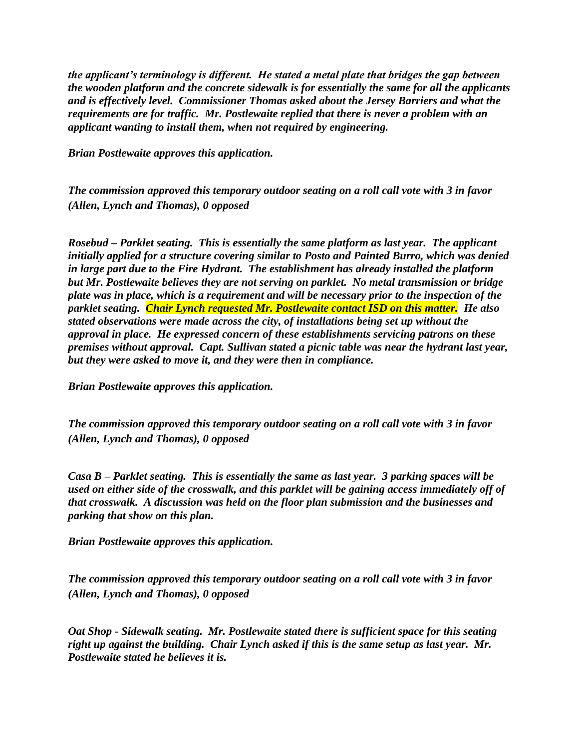*the applicant's terminology is different. He stated a metal plate that bridges the gap between the wooden platform and the concrete sidewalk is for essentially the same for all the applicants and is effectively level. Commissioner Thomas asked about the Jersey Barriers and what the requirements are for traffic. Mr. Postlewaite replied that there is never a problem with an applicant wanting to install them, when not required by engineering.*

***Brian Postlewaite approves this application.***

***The commission approved this temporary outdoor seating on a roll call vote with 3 in favor (Allen, Lynch and Thomas), 0 opposed***

***Rosebud – Parklet seating. This is essentially the same platform as last year. The applicant initially applied for a structure covering similar to Posto and Painted Burro, which was denied in large part due to the Fire Hydrant. The establishment has already installed the platform but Mr. Postlewaite believes they are not serving on parklet. No metal transmission or bridge plate was in place, which is a requirement and will be necessary prior to the inspection of the parklet seating. Chair Lynch requested Mr. Postlewaite contact ISD on this matter. He also stated observations were made across the city, of installations being set up without the approval in place. He expressed concern of these establishments servicing patrons on these premises without approval. Capt. Sullivan stated a picnic table was near the hydrant last year, but they were asked to move it, and they were then in compliance.***

***Brian Postlewaite approves this application.***

***The commission approved this temporary outdoor seating on a roll call vote with 3 in favor (Allen, Lynch and Thomas), 0 opposed***

***Casa B – Parklet seating. This is essentially the same as last year. 3 parking spaces will be used on either side of the crosswalk, and this parklet will be gaining access immediately off of that crosswalk. A discussion was held on the floor plan submission and the businesses and parking that show on this plan.***

***Brian Postlewaite approves this application.***

***The commission approved this temporary outdoor seating on a roll call vote with 3 in favor (Allen, Lynch and Thomas), 0 opposed***

***Oat Shop - Sidewalk seating. Mr. Postlewaite stated there is sufficient space for this seating right up against the building. Chair Lynch asked if this is the same setup as last year. Mr. Postlewaite stated he believes it is.***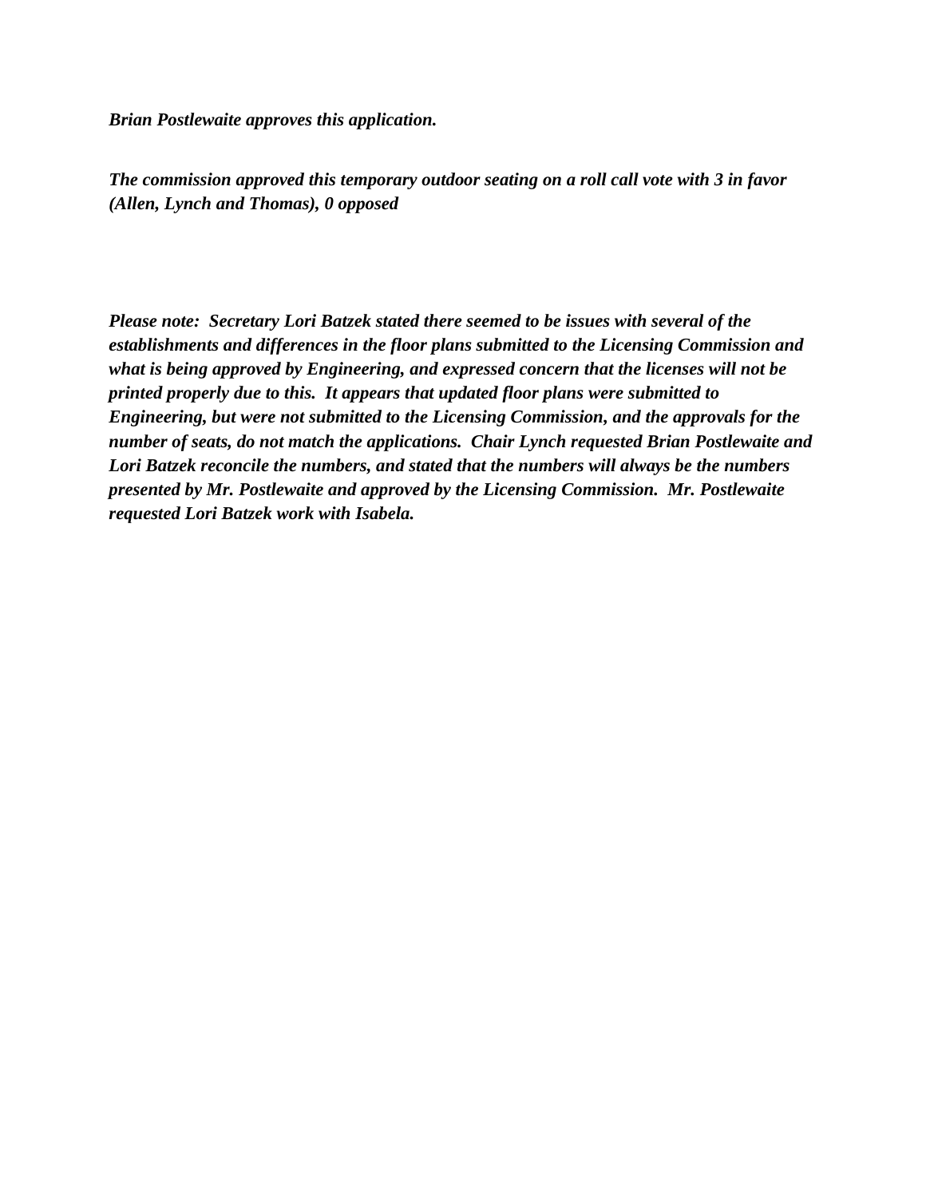***Brian Postlewaite approves this application.***

***The commission approved this temporary outdoor seating on a roll call vote with 3 in favor (Allen, Lynch and Thomas), 0 opposed***

***Please note: Secretary Lori Batzek stated there seemed to be issues with several of the establishments and differences in the floor plans submitted to the Licensing Commission and what is being approved by Engineering, and expressed concern that the licenses will not be printed properly due to this. It appears that updated floor plans were submitted to Engineering, but were not submitted to the Licensing Commission, and the approvals for the number of seats, do not match the applications. Chair Lynch requested Brian Postlewaite and Lori Batzek reconcile the numbers, and stated that the numbers will always be the numbers presented by Mr. Postlewaite and approved by the Licensing Commission. Mr. Postlewaite requested Lori Batzek work with Isabela.***